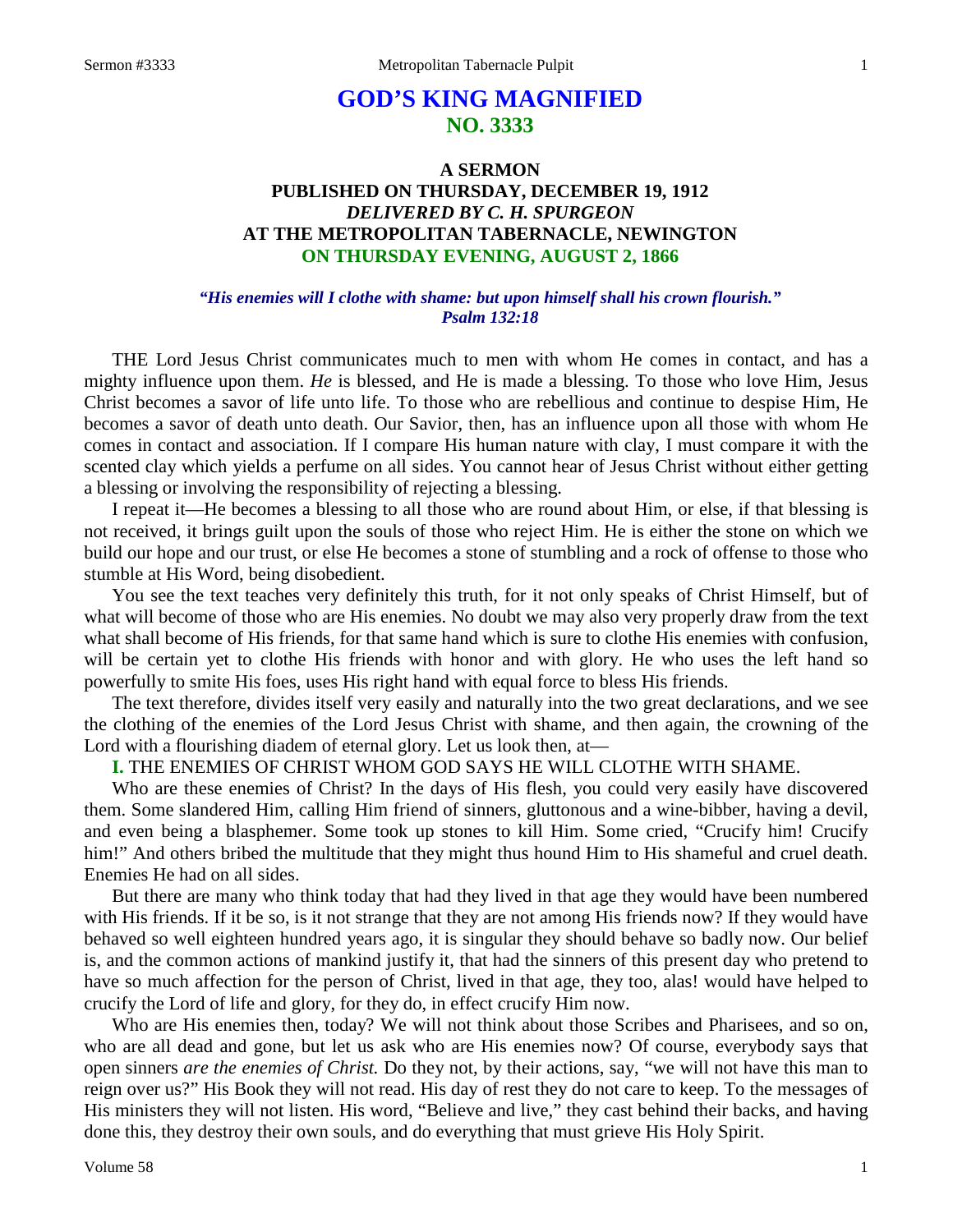# GOD'S KING MAGNIFIED
## NO. 3333

### A SERMON
### PUBLISHED ON THURSDAY, DECEMBER 19, 1912
### *DELIVERED BY C. H. SPURGEON*
### AT THE METROPOLITAN TABERNACLE, NEWINGTON
### ON THURSDAY EVENING, AUGUST 2, 1866

***"His enemies will I clothe with shame: but upon himself shall his crown flourish." Psalm 132:18***

THE Lord Jesus Christ communicates much to men with whom He comes in contact, and has a mighty influence upon them. *He* is blessed, and He is made a blessing. To those who love Him, Jesus Christ becomes a savor of life unto life. To those who are rebellious and continue to despise Him, He becomes a savor of death unto death. Our Savior, then, has an influence upon all those with whom He comes in contact and association. If I compare His human nature with clay, I must compare it with the scented clay which yields a perfume on all sides. You cannot hear of Jesus Christ without either getting a blessing or involving the responsibility of rejecting a blessing.

I repeat it—He becomes a blessing to all those who are round about Him, or else, if that blessing is not received, it brings guilt upon the souls of those who reject Him. He is either the stone on which we build our hope and our trust, or else He becomes a stone of stumbling and a rock of offense to those who stumble at His Word, being disobedient.

You see the text teaches very definitely this truth, for it not only speaks of Christ Himself, but of what will become of those who are His enemies. No doubt we may also very properly draw from the text what shall become of His friends, for that same hand which is sure to clothe His enemies with confusion, will be certain yet to clothe His friends with honor and with glory. He who uses the left hand so powerfully to smite His foes, uses His right hand with equal force to bless His friends.

The text therefore, divides itself very easily and naturally into the two great declarations, and we see the clothing of the enemies of the Lord Jesus Christ with shame, and then again, the crowning of the Lord with a flourishing diadem of eternal glory. Let us look then, at—

**I.** THE ENEMIES OF CHRIST WHOM GOD SAYS HE WILL CLOTHE WITH SHAME.

Who are these enemies of Christ? In the days of His flesh, you could very easily have discovered them. Some slandered Him, calling Him friend of sinners, gluttonous and a wine-bibber, having a devil, and even being a blasphemer. Some took up stones to kill Him. Some cried, "Crucify him! Crucify him!" And others bribed the multitude that they might thus hound Him to His shameful and cruel death. Enemies He had on all sides.

But there are many who think today that had they lived in that age they would have been numbered with His friends. If it be so, is it not strange that they are not among His friends now? If they would have behaved so well eighteen hundred years ago, it is singular they should behave so badly now. Our belief is, and the common actions of mankind justify it, that had the sinners of this present day who pretend to have so much affection for the person of Christ, lived in that age, they too, alas! would have helped to crucify the Lord of life and glory, for they do, in effect crucify Him now.

Who are His enemies then, today? We will not think about those Scribes and Pharisees, and so on, who are all dead and gone, but let us ask who are His enemies now? Of course, everybody says that open sinners *are the enemies of Christ.* Do they not, by their actions, say, "we will not have this man to reign over us?" His Book they will not read. His day of rest they do not care to keep. To the messages of His ministers they will not listen. His word, "Believe and live," they cast behind their backs, and having done this, they destroy their own souls, and do everything that must grieve His Holy Spirit.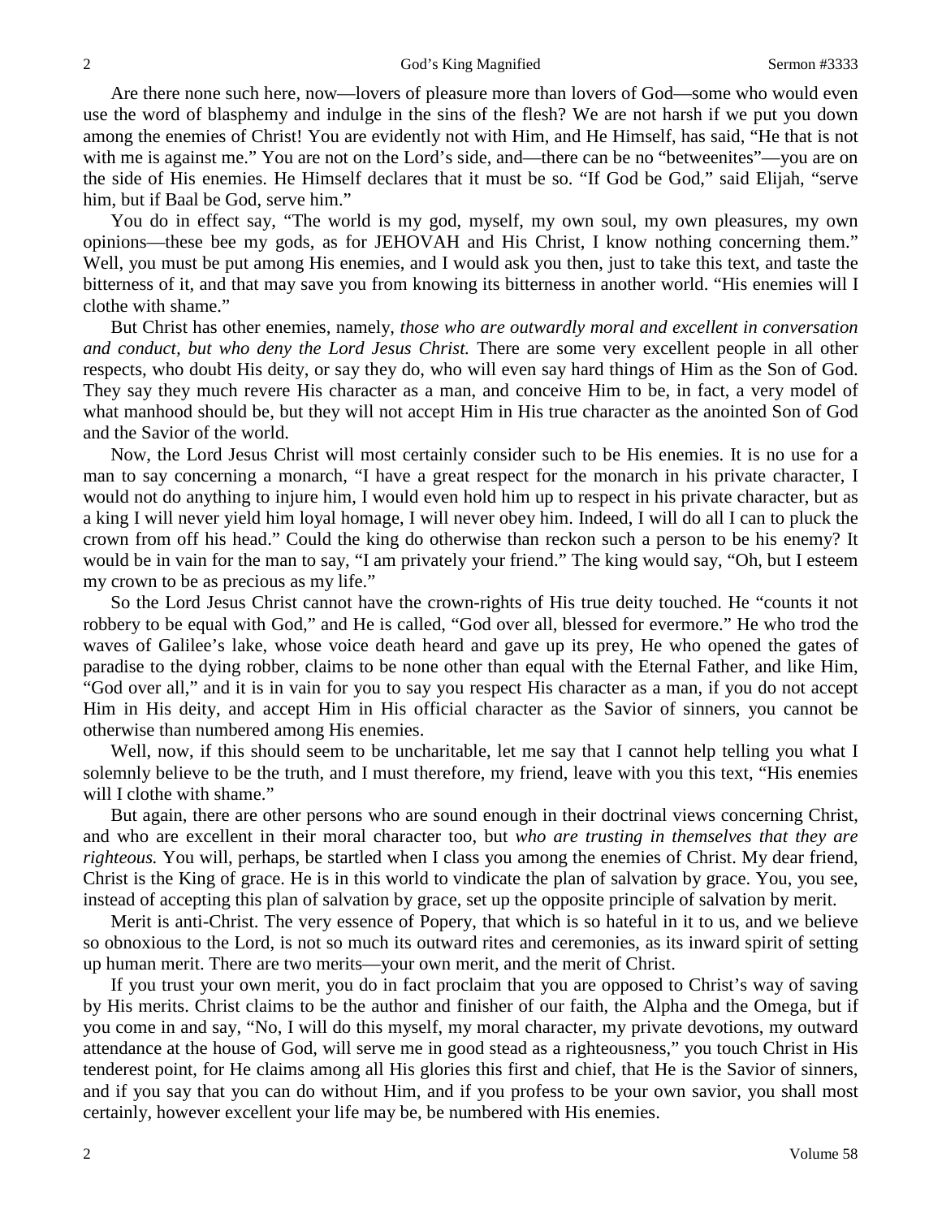Are there none such here, now—lovers of pleasure more than lovers of God—some who would even use the word of blasphemy and indulge in the sins of the flesh? We are not harsh if we put you down among the enemies of Christ! You are evidently not with Him, and He Himself, has said, "He that is not with me is against me." You are not on the Lord's side, and—there can be no "betweenites"—you are on the side of His enemies. He Himself declares that it must be so. "If God be God," said Elijah, "serve him, but if Baal be God, serve him."

You do in effect say, "The world is my god, myself, my own soul, my own pleasures, my own opinions—these bee my gods, as for JEHOVAH and His Christ, I know nothing concerning them." Well, you must be put among His enemies, and I would ask you then, just to take this text, and taste the bitterness of it, and that may save you from knowing its bitterness in another world. "His enemies will I clothe with shame."

But Christ has other enemies, namely, *those who are outwardly moral and excellent in conversation and conduct, but who deny the Lord Jesus Christ.* There are some very excellent people in all other respects, who doubt His deity, or say they do, who will even say hard things of Him as the Son of God. They say they much revere His character as a man, and conceive Him to be, in fact, a very model of what manhood should be, but they will not accept Him in His true character as the anointed Son of God and the Savior of the world.

Now, the Lord Jesus Christ will most certainly consider such to be His enemies. It is no use for a man to say concerning a monarch, "I have a great respect for the monarch in his private character, I would not do anything to injure him, I would even hold him up to respect in his private character, but as a king I will never yield him loyal homage, I will never obey him. Indeed, I will do all I can to pluck the crown from off his head." Could the king do otherwise than reckon such a person to be his enemy? It would be in vain for the man to say, "I am privately your friend." The king would say, "Oh, but I esteem my crown to be as precious as my life."

So the Lord Jesus Christ cannot have the crown-rights of His true deity touched. He "counts it not robbery to be equal with God," and He is called, "God over all, blessed for evermore." He who trod the waves of Galilee's lake, whose voice death heard and gave up its prey, He who opened the gates of paradise to the dying robber, claims to be none other than equal with the Eternal Father, and like Him, "God over all," and it is in vain for you to say you respect His character as a man, if you do not accept Him in His deity, and accept Him in His official character as the Savior of sinners, you cannot be otherwise than numbered among His enemies.

Well, now, if this should seem to be uncharitable, let me say that I cannot help telling you what I solemnly believe to be the truth, and I must therefore, my friend, leave with you this text, "His enemies will I clothe with shame."

But again, there are other persons who are sound enough in their doctrinal views concerning Christ, and who are excellent in their moral character too, but *who are trusting in themselves that they are righteous.* You will, perhaps, be startled when I class you among the enemies of Christ. My dear friend, Christ is the King of grace. He is in this world to vindicate the plan of salvation by grace. You, you see, instead of accepting this plan of salvation by grace, set up the opposite principle of salvation by merit.

Merit is anti-Christ. The very essence of Popery, that which is so hateful in it to us, and we believe so obnoxious to the Lord, is not so much its outward rites and ceremonies, as its inward spirit of setting up human merit. There are two merits—your own merit, and the merit of Christ.

If you trust your own merit, you do in fact proclaim that you are opposed to Christ's way of saving by His merits. Christ claims to be the author and finisher of our faith, the Alpha and the Omega, but if you come in and say, "No, I will do this myself, my moral character, my private devotions, my outward attendance at the house of God, will serve me in good stead as a righteousness," you touch Christ in His tenderest point, for He claims among all His glories this first and chief, that He is the Savior of sinners, and if you say that you can do without Him, and if you profess to be your own savior, you shall most certainly, however excellent your life may be, be numbered with His enemies.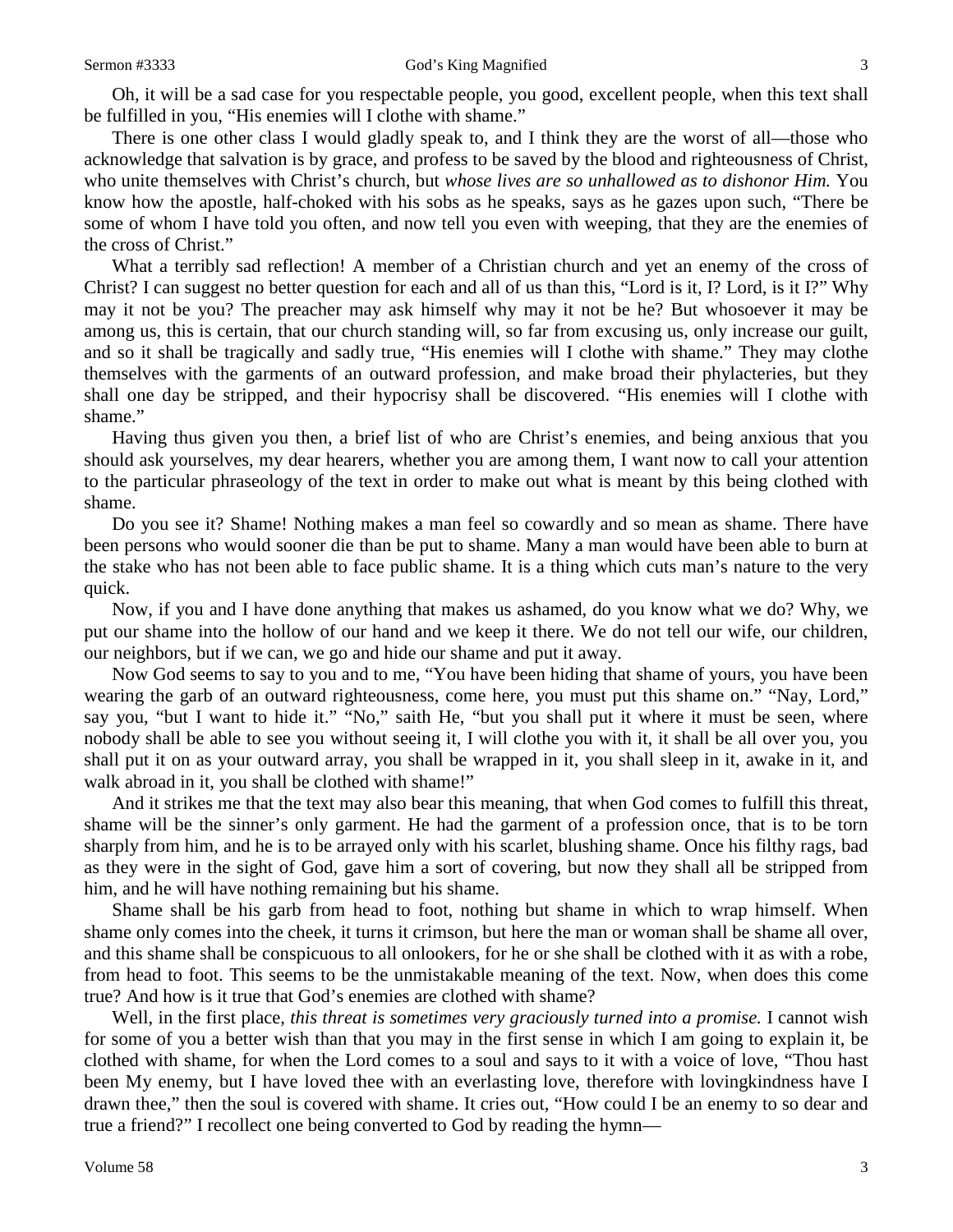Oh, it will be a sad case for you respectable people, you good, excellent people, when this text shall be fulfilled in you, "His enemies will I clothe with shame."

There is one other class I would gladly speak to, and I think they are the worst of all—those who acknowledge that salvation is by grace, and profess to be saved by the blood and righteousness of Christ, who unite themselves with Christ's church, but *whose lives are so unhallowed as to dishonor Him.* You know how the apostle, half-choked with his sobs as he speaks, says as he gazes upon such, "There be some of whom I have told you often, and now tell you even with weeping, that they are the enemies of the cross of Christ."

What a terribly sad reflection! A member of a Christian church and yet an enemy of the cross of Christ? I can suggest no better question for each and all of us than this, "Lord is it, I? Lord, is it I?" Why may it not be you? The preacher may ask himself why may it not be he? But whosoever it may be among us, this is certain, that our church standing will, so far from excusing us, only increase our guilt, and so it shall be tragically and sadly true, "His enemies will I clothe with shame." They may clothe themselves with the garments of an outward profession, and make broad their phylacteries, but they shall one day be stripped, and their hypocrisy shall be discovered. "His enemies will I clothe with shame."

Having thus given you then, a brief list of who are Christ's enemies, and being anxious that you should ask yourselves, my dear hearers, whether you are among them, I want now to call your attention to the particular phraseology of the text in order to make out what is meant by this being clothed with shame.

Do you see it? Shame! Nothing makes a man feel so cowardly and so mean as shame. There have been persons who would sooner die than be put to shame. Many a man would have been able to burn at the stake who has not been able to face public shame. It is a thing which cuts man's nature to the very quick.

Now, if you and I have done anything that makes us ashamed, do you know what we do? Why, we put our shame into the hollow of our hand and we keep it there. We do not tell our wife, our children, our neighbors, but if we can, we go and hide our shame and put it away.

Now God seems to say to you and to me, "You have been hiding that shame of yours, you have been wearing the garb of an outward righteousness, come here, you must put this shame on." "Nay, Lord," say you, "but I want to hide it." "No," saith He, "but you shall put it where it must be seen, where nobody shall be able to see you without seeing it, I will clothe you with it, it shall be all over you, you shall put it on as your outward array, you shall be wrapped in it, you shall sleep in it, awake in it, and walk abroad in it, you shall be clothed with shame!"

And it strikes me that the text may also bear this meaning, that when God comes to fulfill this threat, shame will be the sinner's only garment. He had the garment of a profession once, that is to be torn sharply from him, and he is to be arrayed only with his scarlet, blushing shame. Once his filthy rags, bad as they were in the sight of God, gave him a sort of covering, but now they shall all be stripped from him, and he will have nothing remaining but his shame.

Shame shall be his garb from head to foot, nothing but shame in which to wrap himself. When shame only comes into the cheek, it turns it crimson, but here the man or woman shall be shame all over, and this shame shall be conspicuous to all onlookers, for he or she shall be clothed with it as with a robe, from head to foot. This seems to be the unmistakable meaning of the text. Now, when does this come true? And how is it true that God's enemies are clothed with shame?

Well, in the first place, *this threat is sometimes very graciously turned into a promise.* I cannot wish for some of you a better wish than that you may in the first sense in which I am going to explain it, be clothed with shame, for when the Lord comes to a soul and says to it with a voice of love, "Thou hast been My enemy, but I have loved thee with an everlasting love, therefore with lovingkindness have I drawn thee," then the soul is covered with shame. It cries out, "How could I be an enemy to so dear and true a friend?" I recollect one being converted to God by reading the hymn—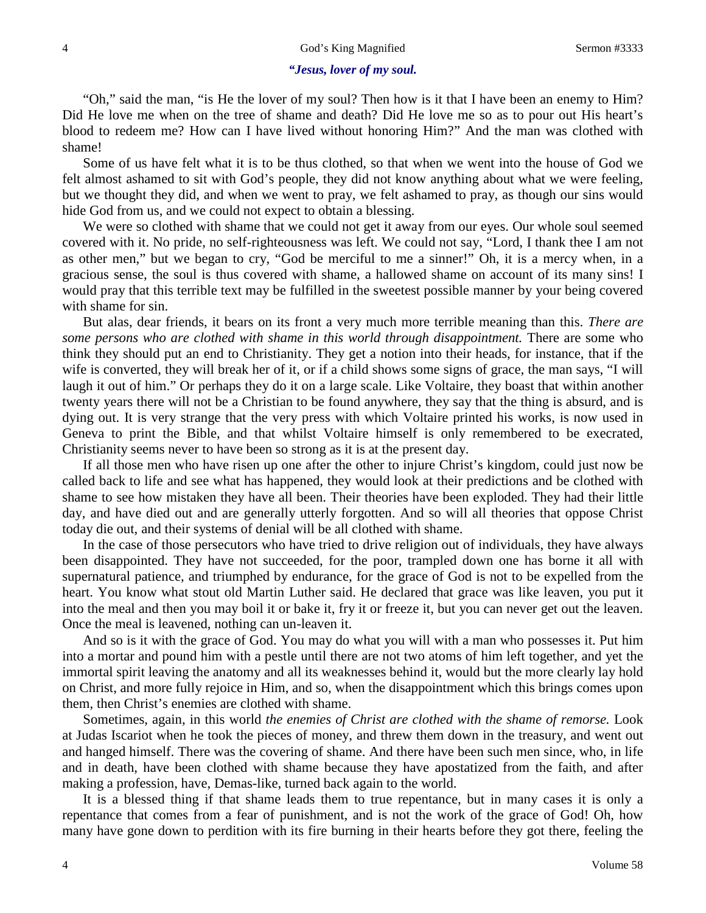***"Jesus, lover of my soul.***

"Oh," said the man, "is He the lover of my soul? Then how is it that I have been an enemy to Him? Did He love me when on the tree of shame and death? Did He love me so as to pour out His heart's blood to redeem me? How can I have lived without honoring Him?" And the man was clothed with shame!

Some of us have felt what it is to be thus clothed, so that when we went into the house of God we felt almost ashamed to sit with God's people, they did not know anything about what we were feeling, but we thought they did, and when we went to pray, we felt ashamed to pray, as though our sins would hide God from us, and we could not expect to obtain a blessing.

We were so clothed with shame that we could not get it away from our eyes. Our whole soul seemed covered with it. No pride, no self-righteousness was left. We could not say, "Lord, I thank thee I am not as other men," but we began to cry, "God be merciful to me a sinner!" Oh, it is a mercy when, in a gracious sense, the soul is thus covered with shame, a hallowed shame on account of its many sins! I would pray that this terrible text may be fulfilled in the sweetest possible manner by your being covered with shame for sin.

But alas, dear friends, it bears on its front a very much more terrible meaning than this. *There are some persons who are clothed with shame in this world through disappointment.* There are some who think they should put an end to Christianity. They get a notion into their heads, for instance, that if the wife is converted, they will break her of it, or if a child shows some signs of grace, the man says, "I will laugh it out of him." Or perhaps they do it on a large scale. Like Voltaire, they boast that within another twenty years there will not be a Christian to be found anywhere, they say that the thing is absurd, and is dying out. It is very strange that the very press with which Voltaire printed his works, is now used in Geneva to print the Bible, and that whilst Voltaire himself is only remembered to be execrated, Christianity seems never to have been so strong as it is at the present day.

If all those men who have risen up one after the other to injure Christ's kingdom, could just now be called back to life and see what has happened, they would look at their predictions and be clothed with shame to see how mistaken they have all been. Their theories have been exploded. They had their little day, and have died out and are generally utterly forgotten. And so will all theories that oppose Christ today die out, and their systems of denial will be all clothed with shame.

In the case of those persecutors who have tried to drive religion out of individuals, they have always been disappointed. They have not succeeded, for the poor, trampled down one has borne it all with supernatural patience, and triumphed by endurance, for the grace of God is not to be expelled from the heart. You know what stout old Martin Luther said. He declared that grace was like leaven, you put it into the meal and then you may boil it or bake it, fry it or freeze it, but you can never get out the leaven. Once the meal is leavened, nothing can un-leaven it.

And so is it with the grace of God. You may do what you will with a man who possesses it. Put him into a mortar and pound him with a pestle until there are not two atoms of him left together, and yet the immortal spirit leaving the anatomy and all its weaknesses behind it, would but the more clearly lay hold on Christ, and more fully rejoice in Him, and so, when the disappointment which this brings comes upon them, then Christ's enemies are clothed with shame.

Sometimes, again, in this world *the enemies of Christ are clothed with the shame of remorse.* Look at Judas Iscariot when he took the pieces of money, and threw them down in the treasury, and went out and hanged himself. There was the covering of shame. And there have been such men since, who, in life and in death, have been clothed with shame because they have apostatized from the faith, and after making a profession, have, Demas-like, turned back again to the world.

It is a blessed thing if that shame leads them to true repentance, but in many cases it is only a repentance that comes from a fear of punishment, and is not the work of the grace of God! Oh, how many have gone down to perdition with its fire burning in their hearts before they got there, feeling the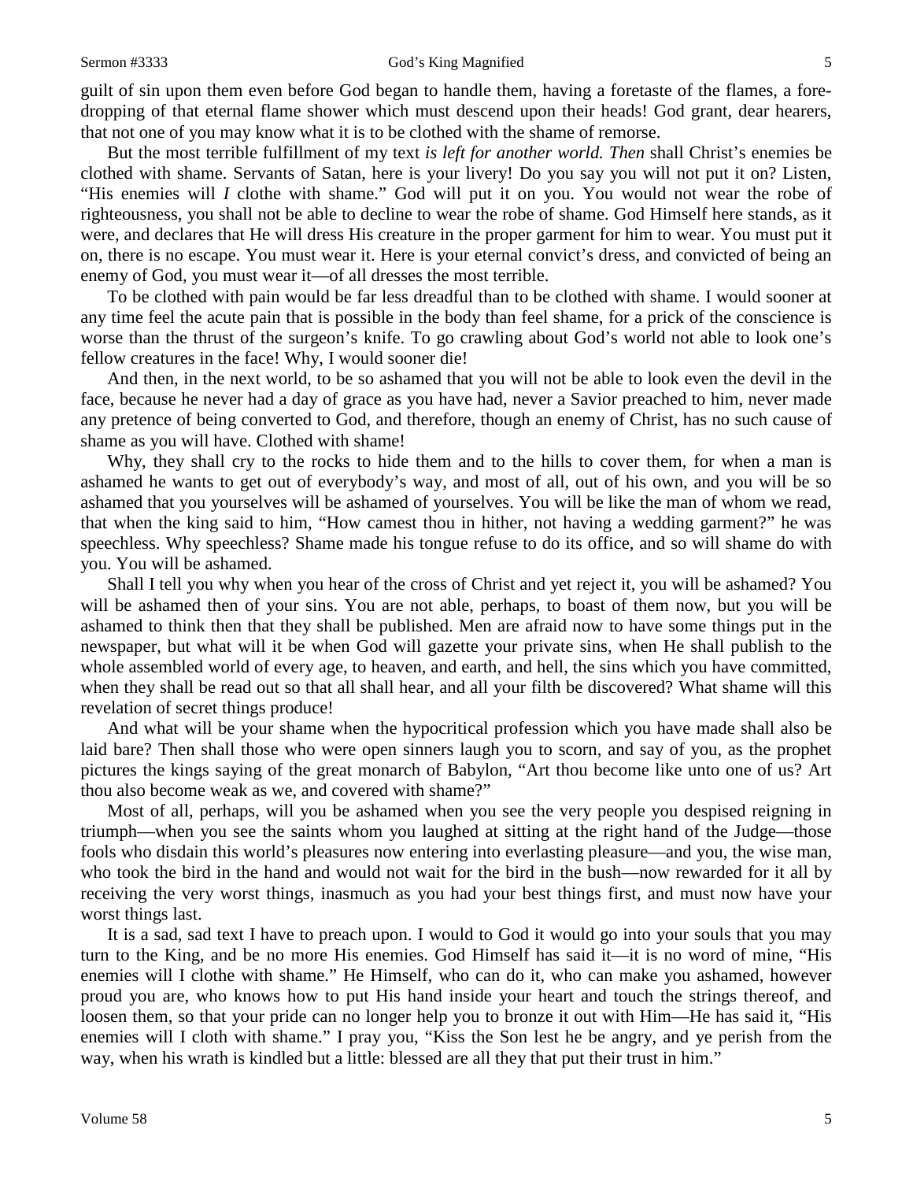guilt of sin upon them even before God began to handle them, having a foretaste of the flames, a fore-dropping of that eternal flame shower which must descend upon their heads! God grant, dear hearers, that not one of you may know what it is to be clothed with the shame of remorse.

But the most terrible fulfillment of my text *is left for another world. Then* shall Christ's enemies be clothed with shame. Servants of Satan, here is your livery! Do you say you will not put it on? Listen, "His enemies will *I* clothe with shame." God will put it on you. You would not wear the robe of righteousness, you shall not be able to decline to wear the robe of shame. God Himself here stands, as it were, and declares that He will dress His creature in the proper garment for him to wear. You must put it on, there is no escape. You must wear it. Here is your eternal convict's dress, and convicted of being an enemy of God, you must wear it—of all dresses the most terrible.

To be clothed with pain would be far less dreadful than to be clothed with shame. I would sooner at any time feel the acute pain that is possible in the body than feel shame, for a prick of the conscience is worse than the thrust of the surgeon's knife. To go crawling about God's world not able to look one's fellow creatures in the face! Why, I would sooner die!

And then, in the next world, to be so ashamed that you will not be able to look even the devil in the face, because he never had a day of grace as you have had, never a Savior preached to him, never made any pretence of being converted to God, and therefore, though an enemy of Christ, has no such cause of shame as you will have. Clothed with shame!

Why, they shall cry to the rocks to hide them and to the hills to cover them, for when a man is ashamed he wants to get out of everybody's way, and most of all, out of his own, and you will be so ashamed that you yourselves will be ashamed of yourselves. You will be like the man of whom we read, that when the king said to him, "How camest thou in hither, not having a wedding garment?" he was speechless. Why speechless? Shame made his tongue refuse to do its office, and so will shame do with you. You will be ashamed.

Shall I tell you why when you hear of the cross of Christ and yet reject it, you will be ashamed? You will be ashamed then of your sins. You are not able, perhaps, to boast of them now, but you will be ashamed to think then that they shall be published. Men are afraid now to have some things put in the newspaper, but what will it be when God will gazette your private sins, when He shall publish to the whole assembled world of every age, to heaven, and earth, and hell, the sins which you have committed, when they shall be read out so that all shall hear, and all your filth be discovered? What shame will this revelation of secret things produce!

And what will be your shame when the hypocritical profession which you have made shall also be laid bare? Then shall those who were open sinners laugh you to scorn, and say of you, as the prophet pictures the kings saying of the great monarch of Babylon, "Art thou become like unto one of us? Art thou also become weak as we, and covered with shame?"

Most of all, perhaps, will you be ashamed when you see the very people you despised reigning in triumph—when you see the saints whom you laughed at sitting at the right hand of the Judge—those fools who disdain this world's pleasures now entering into everlasting pleasure—and you, the wise man, who took the bird in the hand and would not wait for the bird in the bush—now rewarded for it all by receiving the very worst things, inasmuch as you had your best things first, and must now have your worst things last.

It is a sad, sad text I have to preach upon. I would to God it would go into your souls that you may turn to the King, and be no more His enemies. God Himself has said it—it is no word of mine, "His enemies will I clothe with shame." He Himself, who can do it, who can make you ashamed, however proud you are, who knows how to put His hand inside your heart and touch the strings thereof, and loosen them, so that your pride can no longer help you to bronze it out with Him—He has said it, "His enemies will I cloth with shame." I pray you, "Kiss the Son lest he be angry, and ye perish from the way, when his wrath is kindled but a little: blessed are all they that put their trust in him."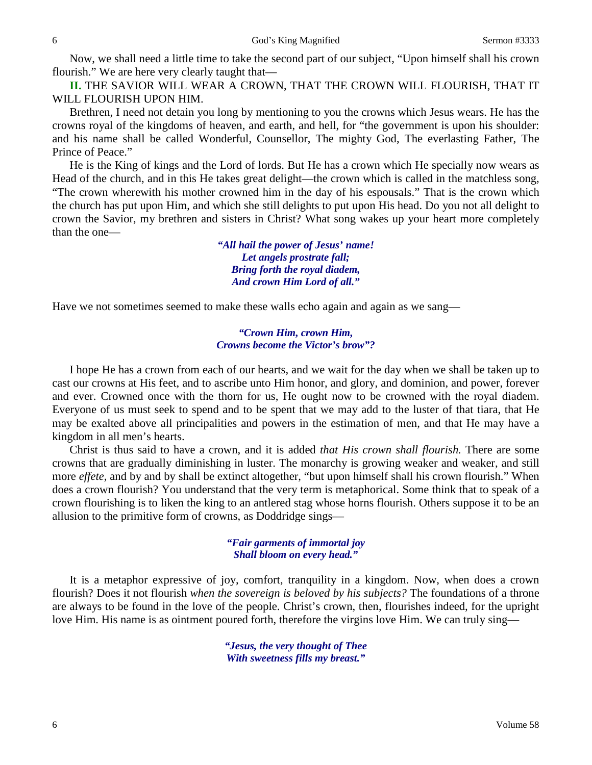Now, we shall need a little time to take the second part of our subject, "Upon himself shall his crown flourish." We are here very clearly taught that—

**II.** THE SAVIOR WILL WEAR A CROWN, THAT THE CROWN WILL FLOURISH, THAT IT WILL FLOURISH UPON HIM.

Brethren, I need not detain you long by mentioning to you the crowns which Jesus wears. He has the crowns royal of the kingdoms of heaven, and earth, and hell, for "the government is upon his shoulder: and his name shall be called Wonderful, Counsellor, The mighty God, The everlasting Father, The Prince of Peace."

He is the King of kings and the Lord of lords. But He has a crown which He specially now wears as Head of the church, and in this He takes great delight—the crown which is called in the matchless song, "The crown wherewith his mother crowned him in the day of his espousals." That is the crown which the church has put upon Him, and which she still delights to put upon His head. Do you not all delight to crown the Savior, my brethren and sisters in Christ? What song wakes up your heart more completely than the one—

> ***"All hail the power of Jesus' name!***
> ***Let angels prostrate fall;***
> ***Bring forth the royal diadem,***
> ***And crown Him Lord of all."***

Have we not sometimes seemed to make these walls echo again and again as we sang—

> ***"Crown Him, crown Him,***
> ***Crowns become the Victor's brow"?***

I hope He has a crown from each of our hearts, and we wait for the day when we shall be taken up to cast our crowns at His feet, and to ascribe unto Him honor, and glory, and dominion, and power, forever and ever. Crowned once with the thorn for us, He ought now to be crowned with the royal diadem. Everyone of us must seek to spend and to be spent that we may add to the luster of that tiara, that He may be exalted above all principalities and powers in the estimation of men, and that He may have a kingdom in all men's hearts.

Christ is thus said to have a crown, and it is added *that His crown shall flourish.* There are some crowns that are gradually diminishing in luster. The monarchy is growing weaker and weaker, and still more *effete,* and by and by shall be extinct altogether, "but upon himself shall his crown flourish." When does a crown flourish? You understand that the very term is metaphorical. Some think that to speak of a crown flourishing is to liken the king to an antlered stag whose horns flourish. Others suppose it to be an allusion to the primitive form of crowns, as Doddridge sings—

> ***"Fair garments of immortal joy***
> ***Shall bloom on every head."***

It is a metaphor expressive of joy, comfort, tranquility in a kingdom. Now, when does a crown flourish? Does it not flourish *when the sovereign is beloved by his subjects?* The foundations of a throne are always to be found in the love of the people. Christ's crown, then, flourishes indeed, for the upright love Him. His name is as ointment poured forth, therefore the virgins love Him. We can truly sing—

> ***"Jesus, the very thought of Thee***
> ***With sweetness fills my breast."***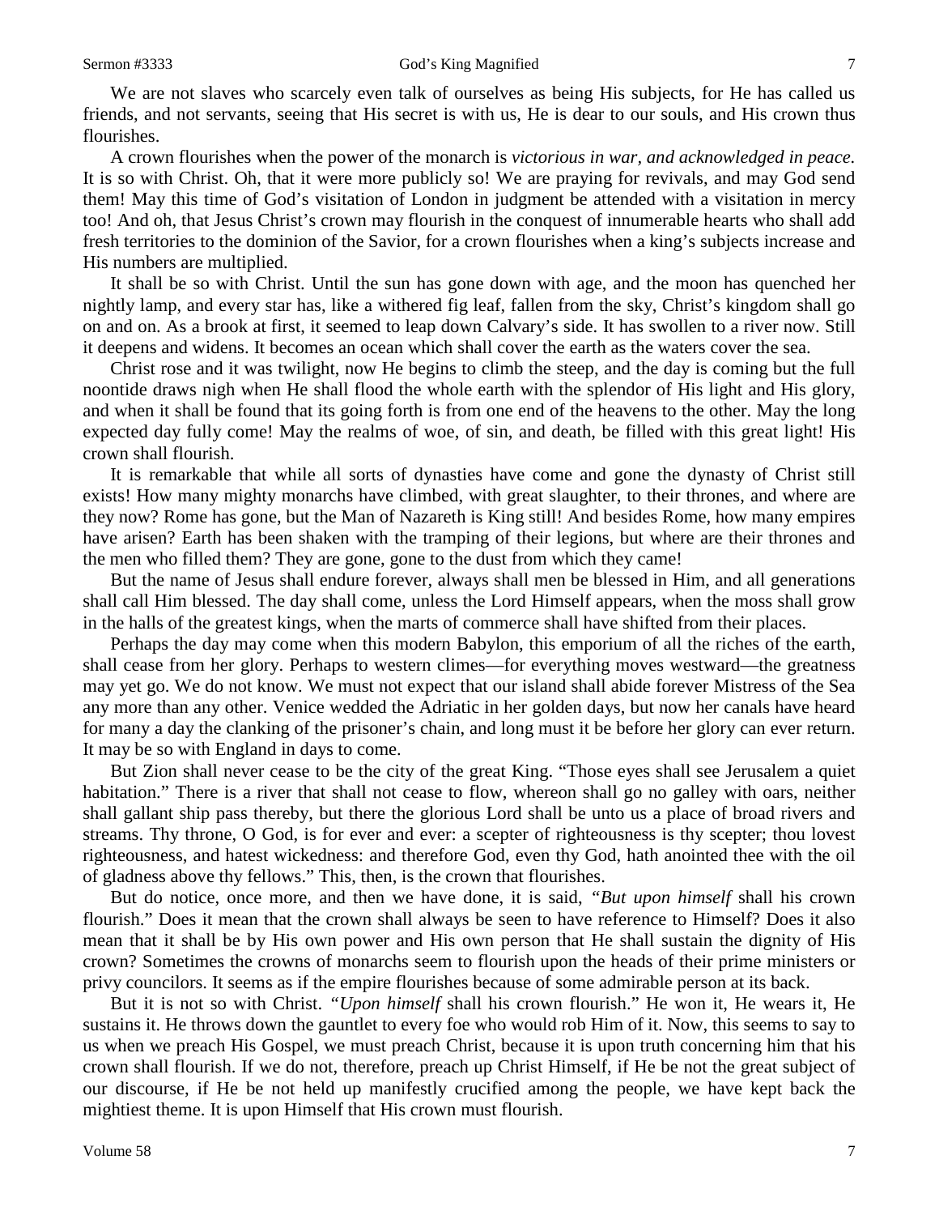We are not slaves who scarcely even talk of ourselves as being His subjects, for He has called us friends, and not servants, seeing that His secret is with us, He is dear to our souls, and His crown thus flourishes.

A crown flourishes when the power of the monarch is *victorious in war, and acknowledged in peace*. It is so with Christ. Oh, that it were more publicly so! We are praying for revivals, and may God send them! May this time of God's visitation of London in judgment be attended with a visitation in mercy too! And oh, that Jesus Christ's crown may flourish in the conquest of innumerable hearts who shall add fresh territories to the dominion of the Savior, for a crown flourishes when a king's subjects increase and His numbers are multiplied.

It shall be so with Christ. Until the sun has gone down with age, and the moon has quenched her nightly lamp, and every star has, like a withered fig leaf, fallen from the sky, Christ's kingdom shall go on and on. As a brook at first, it seemed to leap down Calvary's side. It has swollen to a river now. Still it deepens and widens. It becomes an ocean which shall cover the earth as the waters cover the sea.

Christ rose and it was twilight, now He begins to climb the steep, and the day is coming but the full noontide draws nigh when He shall flood the whole earth with the splendor of His light and His glory, and when it shall be found that its going forth is from one end of the heavens to the other. May the long expected day fully come! May the realms of woe, of sin, and death, be filled with this great light! His crown shall flourish.

It is remarkable that while all sorts of dynasties have come and gone the dynasty of Christ still exists! How many mighty monarchs have climbed, with great slaughter, to their thrones, and where are they now? Rome has gone, but the Man of Nazareth is King still! And besides Rome, how many empires have arisen? Earth has been shaken with the tramping of their legions, but where are their thrones and the men who filled them? They are gone, gone to the dust from which they came!

But the name of Jesus shall endure forever, always shall men be blessed in Him, and all generations shall call Him blessed. The day shall come, unless the Lord Himself appears, when the moss shall grow in the halls of the greatest kings, when the marts of commerce shall have shifted from their places.

Perhaps the day may come when this modern Babylon, this emporium of all the riches of the earth, shall cease from her glory. Perhaps to western climes—for everything moves westward—the greatness may yet go. We do not know. We must not expect that our island shall abide forever Mistress of the Sea any more than any other. Venice wedded the Adriatic in her golden days, but now her canals have heard for many a day the clanking of the prisoner's chain, and long must it be before her glory can ever return. It may be so with England in days to come.

But Zion shall never cease to be the city of the great King. "Those eyes shall see Jerusalem a quiet habitation." There is a river that shall not cease to flow, whereon shall go no galley with oars, neither shall gallant ship pass thereby, but there the glorious Lord shall be unto us a place of broad rivers and streams. Thy throne, O God, is for ever and ever: a scepter of righteousness is thy scepter; thou lovest righteousness, and hatest wickedness: and therefore God, even thy God, hath anointed thee with the oil of gladness above thy fellows." This, then, is the crown that flourishes.

But do notice, once more, and then we have done, it is said, *"But upon himself* shall his crown flourish." Does it mean that the crown shall always be seen to have reference to Himself? Does it also mean that it shall be by His own power and His own person that He shall sustain the dignity of His crown? Sometimes the crowns of monarchs seem to flourish upon the heads of their prime ministers or privy councilors. It seems as if the empire flourishes because of some admirable person at its back.

But it is not so with Christ. *"Upon himself* shall his crown flourish." He won it, He wears it, He sustains it. He throws down the gauntlet to every foe who would rob Him of it. Now, this seems to say to us when we preach His Gospel, we must preach Christ, because it is upon truth concerning him that his crown shall flourish. If we do not, therefore, preach up Christ Himself, if He be not the great subject of our discourse, if He be not held up manifestly crucified among the people, we have kept back the mightiest theme. It is upon Himself that His crown must flourish.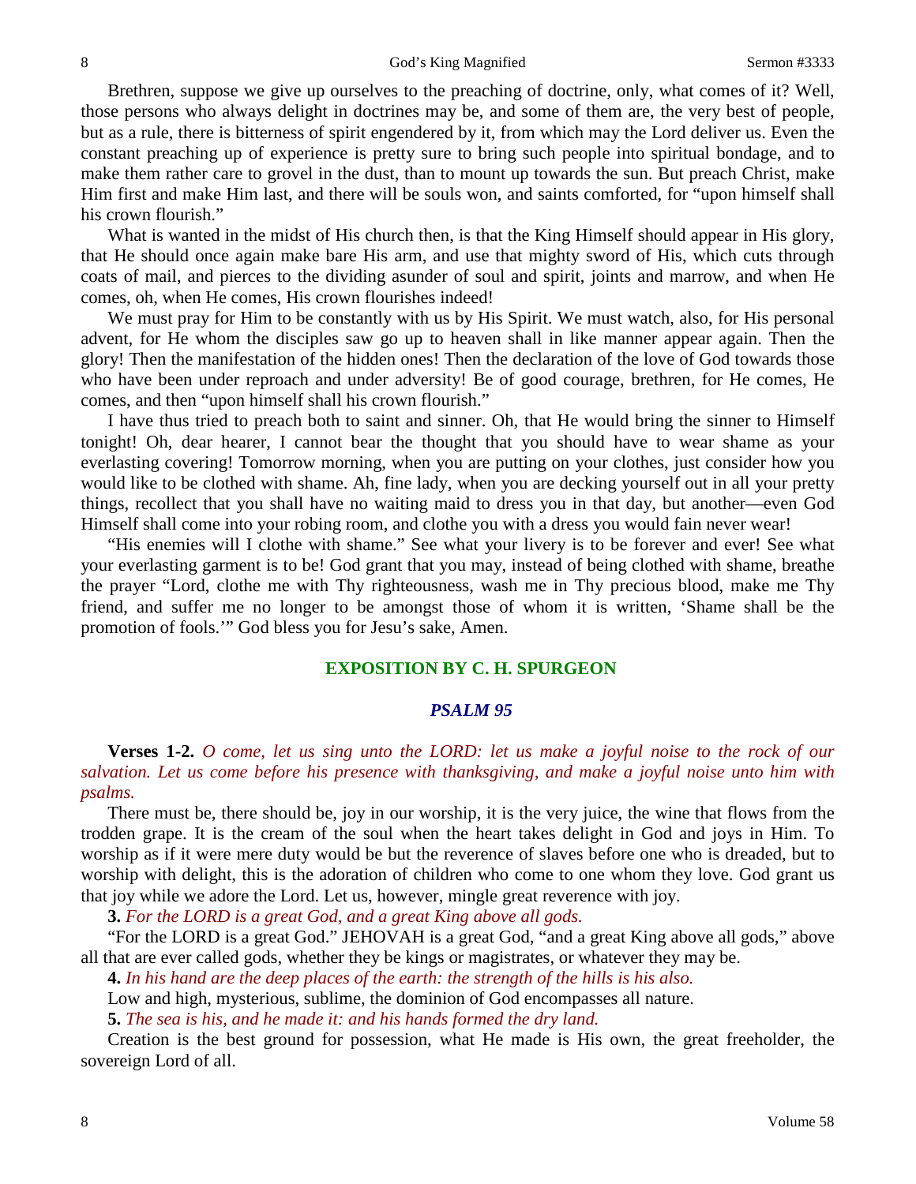Brethren, suppose we give up ourselves to the preaching of doctrine, only, what comes of it? Well, those persons who always delight in doctrines may be, and some of them are, the very best of people, but as a rule, there is bitterness of spirit engendered by it, from which may the Lord deliver us. Even the constant preaching up of experience is pretty sure to bring such people into spiritual bondage, and to make them rather care to grovel in the dust, than to mount up towards the sun. But preach Christ, make Him first and make Him last, and there will be souls won, and saints comforted, for "upon himself shall his crown flourish."

What is wanted in the midst of His church then, is that the King Himself should appear in His glory, that He should once again make bare His arm, and use that mighty sword of His, which cuts through coats of mail, and pierces to the dividing asunder of soul and spirit, joints and marrow, and when He comes, oh, when He comes, His crown flourishes indeed!

We must pray for Him to be constantly with us by His Spirit. We must watch, also, for His personal advent, for He whom the disciples saw go up to heaven shall in like manner appear again. Then the glory! Then the manifestation of the hidden ones! Then the declaration of the love of God towards those who have been under reproach and under adversity! Be of good courage, brethren, for He comes, He comes, and then "upon himself shall his crown flourish."

I have thus tried to preach both to saint and sinner. Oh, that He would bring the sinner to Himself tonight! Oh, dear hearer, I cannot bear the thought that you should have to wear shame as your everlasting covering! Tomorrow morning, when you are putting on your clothes, just consider how you would like to be clothed with shame. Ah, fine lady, when you are decking yourself out in all your pretty things, recollect that you shall have no waiting maid to dress you in that day, but another—even God Himself shall come into your robing room, and clothe you with a dress you would fain never wear!

"His enemies will I clothe with shame." See what your livery is to be forever and ever! See what your everlasting garment is to be! God grant that you may, instead of being clothed with shame, breathe the prayer "Lord, clothe me with Thy righteousness, wash me in Thy precious blood, make me Thy friend, and suffer me no longer to be amongst those of whom it is written, 'Shame shall be the promotion of fools.'" God bless you for Jesu's sake, Amen.

## EXPOSITION BY C. H. SPURGEON

### *PSALM 95*

**Verses 1-2.** *O come, let us sing unto the LORD: let us make a joyful noise to the rock of our salvation. Let us come before his presence with thanksgiving, and make a joyful noise unto him with psalms.*

There must be, there should be, joy in our worship, it is the very juice, the wine that flows from the trodden grape. It is the cream of the soul when the heart takes delight in God and joys in Him. To worship as if it were mere duty would be but the reverence of slaves before one who is dreaded, but to worship with delight, this is the adoration of children who come to one whom they love. God grant us that joy while we adore the Lord. Let us, however, mingle great reverence with joy.

**3.** *For the LORD is a great God, and a great King above all gods.*

"For the LORD is a great God." JEHOVAH is a great God, "and a great King above all gods," above all that are ever called gods, whether they be kings or magistrates, or whatever they may be.

**4.** *In his hand are the deep places of the earth: the strength of the hills is his also.*

Low and high, mysterious, sublime, the dominion of God encompasses all nature.

**5.** *The sea is his, and he made it: and his hands formed the dry land.*

Creation is the best ground for possession, what He made is His own, the great freeholder, the sovereign Lord of all.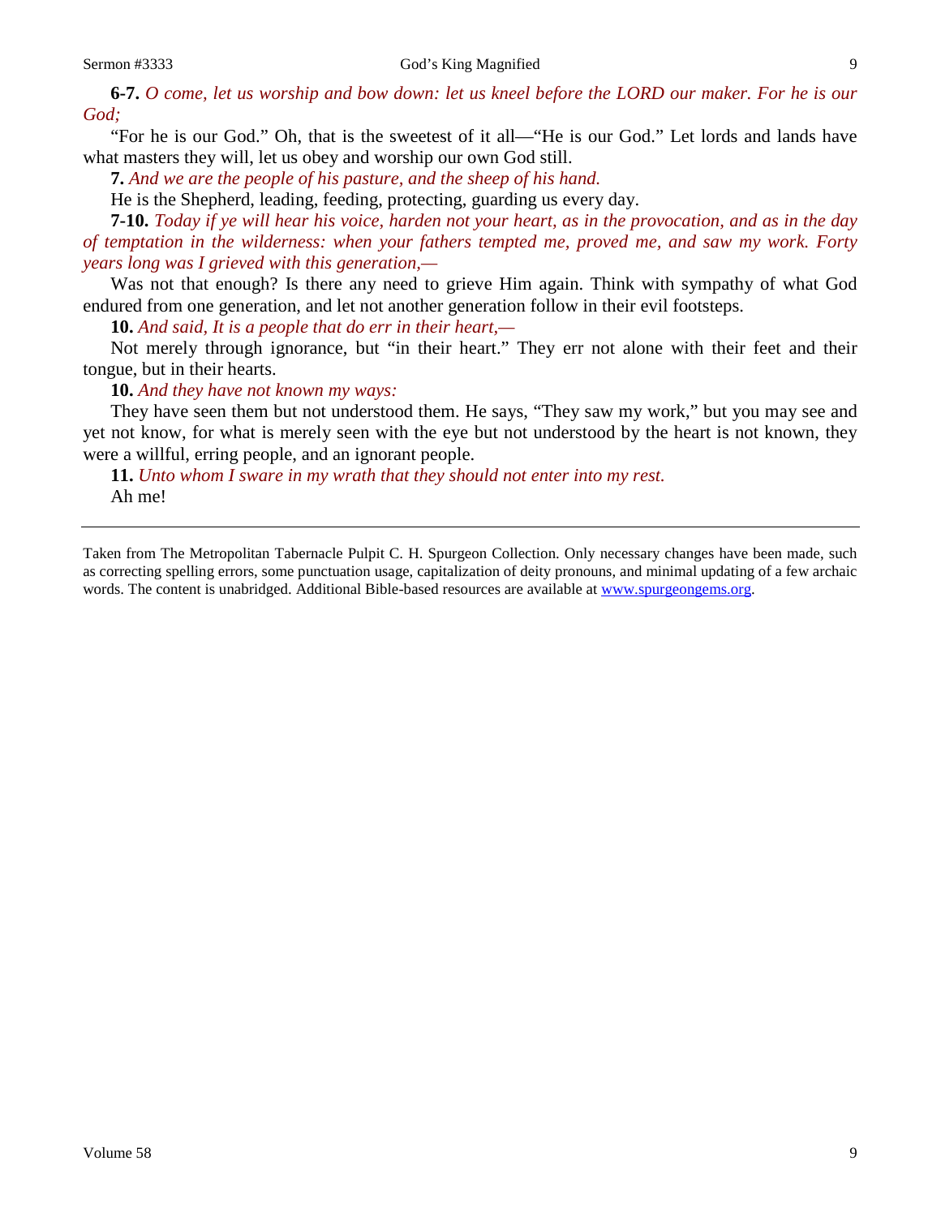**6-7.** *O come, let us worship and bow down: let us kneel before the LORD our maker. For he is our God;*

"For he is our God." Oh, that is the sweetest of it all—"He is our God." Let lords and lands have what masters they will, let us obey and worship our own God still.

**7.** *And we are the people of his pasture, and the sheep of his hand.*

He is the Shepherd, leading, feeding, protecting, guarding us every day.

**7-10.** *Today if ye will hear his voice, harden not your heart, as in the provocation, and as in the day of temptation in the wilderness: when your fathers tempted me, proved me, and saw my work. Forty years long was I grieved with this generation,—*

Was not that enough? Is there any need to grieve Him again. Think with sympathy of what God endured from one generation, and let not another generation follow in their evil footsteps.

**10.** *And said, It is a people that do err in their heart,—*

Not merely through ignorance, but "in their heart." They err not alone with their feet and their tongue, but in their hearts.

**10.** *And they have not known my ways:*

They have seen them but not understood them. He says, "They saw my work," but you may see and yet not know, for what is merely seen with the eye but not understood by the heart is not known, they were a willful, erring people, and an ignorant people.

**11.** *Unto whom I sware in my wrath that they should not enter into my rest.*

Ah me!

---

Taken from The Metropolitan Tabernacle Pulpit C. H. Spurgeon Collection. Only necessary changes have been made, such as correcting spelling errors, some punctuation usage, capitalization of deity pronouns, and minimal updating of a few archaic words. The content is unabridged. Additional Bible-based resources are available at www.spurgeongems.org.